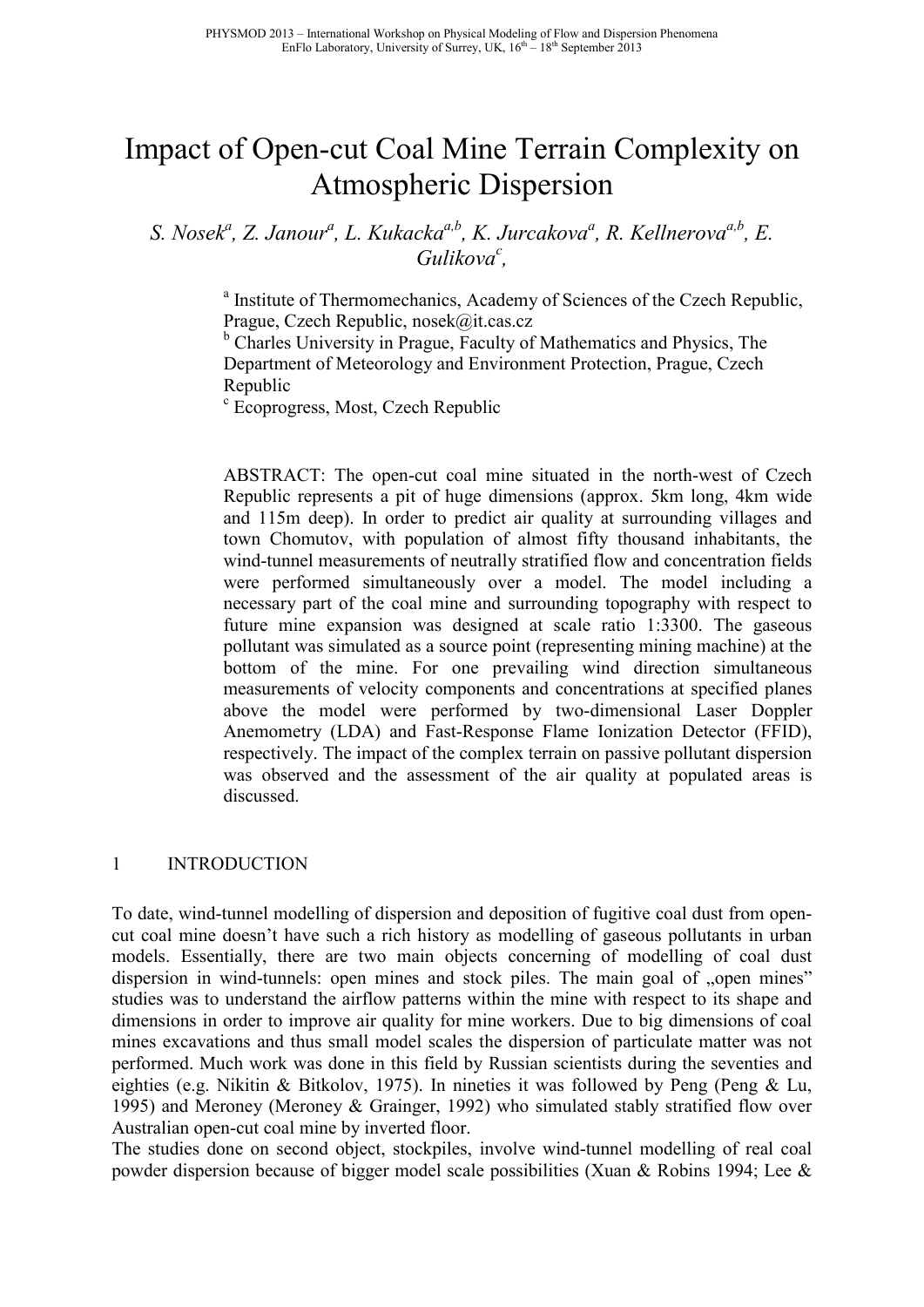# Impact of Open-cut Coal Mine Terrain Complexity on Atmospheric Dispersion

*S. Nosek[a], Z. Janour[a], L. Kukacka[a,b], K. Jurcakova[a], R. Kellnerova[a,b], E. Gulikova[c],*

[a] Institute of Thermomechanics, Academy of Sciences of the Czech Republic, Prague, Czech Republic, nosek@it.cas.cz

[b] Charles University in Prague, Faculty of Mathematics and Physics, The Department of Meteorology and Environment Protection, Prague, Czech Republic

[c] Ecoprogress, Most, Czech Republic

ABSTRACT: The open-cut coal mine situated in the north-west of Czech Republic represents a pit of huge dimensions (approx. 5km long, 4km wide and 115m deep). In order to predict air quality at surrounding villages and town Chomutov, with population of almost fifty thousand inhabitants, the wind-tunnel measurements of neutrally stratified flow and concentration fields were performed simultaneously over a model. The model including a necessary part of the coal mine and surrounding topography with respect to future mine expansion was designed at scale ratio 1:3300. The gaseous pollutant was simulated as a source point (representing mining machine) at the bottom of the mine. For one prevailing wind direction simultaneous measurements of velocity components and concentrations at specified planes above the model were performed by two-dimensional Laser Doppler Anemometry (LDA) and Fast-Response Flame Ionization Detector (FFID), respectively. The impact of the complex terrain on passive pollutant dispersion was observed and the assessment of the air quality at populated areas is discussed.

## 1 INTRODUCTION

To date, wind-tunnel modelling of dispersion and deposition of fugitive coal dust from open-cut coal mine doesn't have such a rich history as modelling of gaseous pollutants in urban models. Essentially, there are two main objects concerning of modelling of coal dust dispersion in wind-tunnels: open mines and stock piles. The main goal of „open mines" studies was to understand the airflow patterns within the mine with respect to its shape and dimensions in order to improve air quality for mine workers. Due to big dimensions of coal mines excavations and thus small model scales the dispersion of particulate matter was not performed. Much work was done in this field by Russian scientists during the seventies and eighties (e.g. Nikitin & Bitkolov, 1975). In nineties it was followed by Peng (Peng & Lu, 1995) and Meroney (Meroney & Grainger, 1992) who simulated stably stratified flow over Australian open-cut coal mine by inverted floor.

The studies done on second object, stockpiles, involve wind-tunnel modelling of real coal powder dispersion because of bigger model scale possibilities (Xuan & Robins 1994; Lee &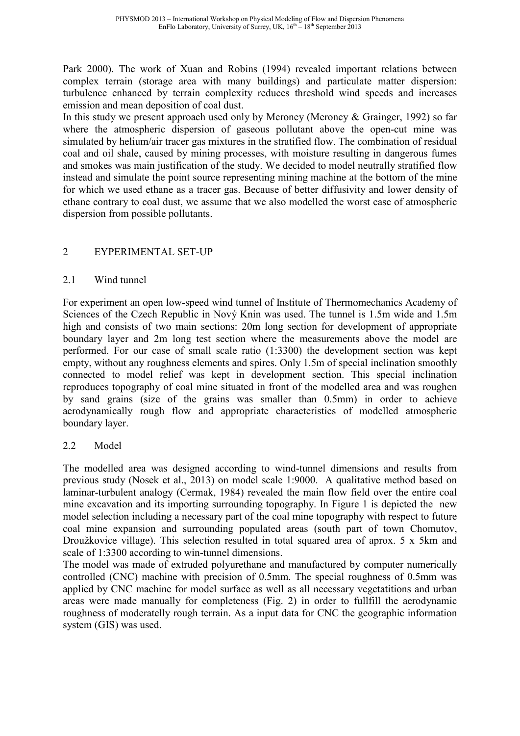Park 2000). The work of Xuan and Robins (1994) revealed important relations between complex terrain (storage area with many buildings) and particulate matter dispersion: turbulence enhanced by terrain complexity reduces threshold wind speeds and increases emission and mean deposition of coal dust.

In this study we present approach used only by Meroney (Meroney & Grainger, 1992) so far where the atmospheric dispersion of gaseous pollutant above the open-cut mine was simulated by helium/air tracer gas mixtures in the stratified flow. The combination of residual coal and oil shale, caused by mining processes, with moisture resulting in dangerous fumes and smokes was main justification of the study. We decided to model neutrally stratified flow instead and simulate the point source representing mining machine at the bottom of the mine for which we used ethane as a tracer gas. Because of better diffusivity and lower density of ethane contrary to coal dust, we assume that we also modelled the worst case of atmospheric dispersion from possible pollutants.

## 2 EYPERIMENTAL SET-UP

### 2.1 Wind tunnel

For experiment an open low-speed wind tunnel of Institute of Thermomechanics Academy of Sciences of the Czech Republic in Nový Knín was used. The tunnel is 1.5m wide and 1.5m high and consists of two main sections: 20m long section for development of appropriate boundary layer and 2m long test section where the measurements above the model are performed. For our case of small scale ratio (1:3300) the development section was kept empty, without any roughness elements and spires. Only 1.5m of special inclination smoothly connected to model relief was kept in development section. This special inclination reproduces topography of coal mine situated in front of the modelled area and was roughen by sand grains (size of the grains was smaller than 0.5mm) in order to achieve aerodynamically rough flow and appropriate characteristics of modelled atmospheric boundary layer.

### 2.2 Model

The modelled area was designed according to wind-tunnel dimensions and results from previous study (Nosek et al., 2013) on model scale 1:9000. A qualitative method based on laminar-turbulent analogy (Cermak, 1984) revealed the main flow field over the entire coal mine excavation and its importing surrounding topography. In Figure 1 is depicted the new model selection including a necessary part of the coal mine topography with respect to future coal mine expansion and surrounding populated areas (south part of town Chomutov, Droužkovice village). This selection resulted in total squared area of aprox. 5 x 5km and scale of 1:3300 according to win-tunnel dimensions.

The model was made of extruded polyurethane and manufactured by computer numerically controlled (CNC) machine with precision of 0.5mm. The special roughness of 0.5mm was applied by CNC machine for model surface as well as all necessary vegetatitions and urban areas were made manually for completeness (Fig. 2) in order to fullfill the aerodynamic roughness of moderatelly rough terrain. As a input data for CNC the geographic information system (GIS) was used.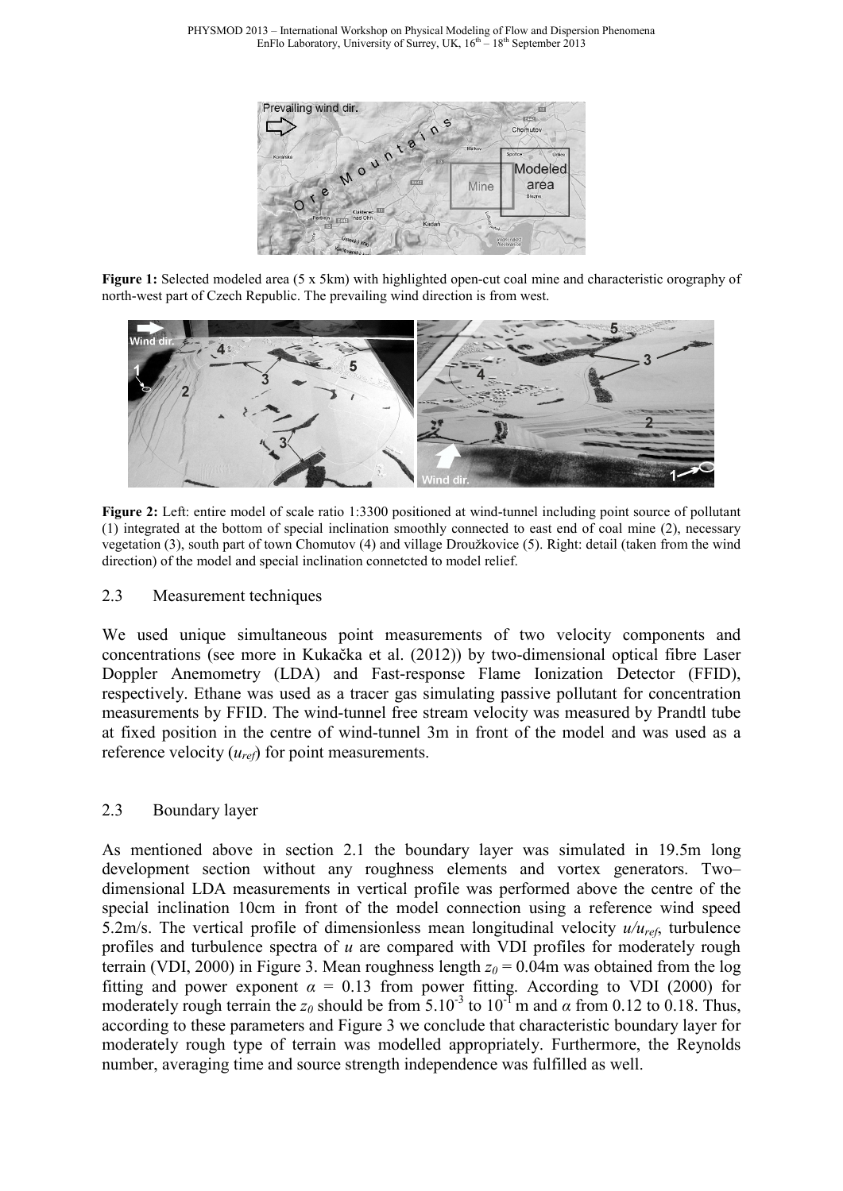**Figure 1:** Selected modeled area (5 x 5km) with highlighted open-cut coal mine and characteristic orography of north-west part of Czech Republic. The prevailing wind direction is from west.

**Figure 2:** Left: entire model of scale ratio 1:3300 positioned at wind-tunnel including point source of pollutant (1) integrated at the bottom of special inclination smoothly connected to east end of coal mine (2), necessary vegetation (3), south part of town Chomutov (4) and village Droužkovice (5). Right: detail (taken from the wind direction) of the model and special inclination connetcted to model relief.

## 2.3 Measurement techniques

We used unique simultaneous point measurements of two velocity components and concentrations (see more in Kukačka et al. (2012)) by two-dimensional optical fibre Laser Doppler Anemometry (LDA) and Fast-response Flame Ionization Detector (FFID), respectively. Ethane was used as a tracer gas simulating passive pollutant for concentration measurements by FFID. The wind-tunnel free stream velocity was measured by Prandtl tube at fixed position in the centre of wind-tunnel 3m in front of the model and was used as a reference velocity ($u_{ref}$) for point measurements.

## 2.3 Boundary layer

As mentioned above in section 2.1 the boundary layer was simulated in 19.5m long development section without any roughness elements and vortex generators. Two–dimensional LDA measurements in vertical profile was performed above the centre of the special inclination 10cm in front of the model connection using a reference wind speed 5.2m/s. The vertical profile of dimensionless mean longitudinal velocity $u/u_{ref}$, turbulence profiles and turbulence spectra of $u$ are compared with VDI profiles for moderately rough terrain (VDI, 2000) in Figure 3. Mean roughness length $z_0 = 0.04$m was obtained from the log fitting and power exponent $\alpha = 0.13$ from power fitting. According to VDI (2000) for moderately rough terrain the $z_0$ should be from $5.10^{-3}$ to $10^{-1}$ m and $\alpha$ from 0.12 to 0.18. Thus, according to these parameters and Figure 3 we conclude that characteristic boundary layer for moderately rough type of terrain was modelled appropriately. Furthermore, the Reynolds number, averaging time and source strength independence was fulfilled as well.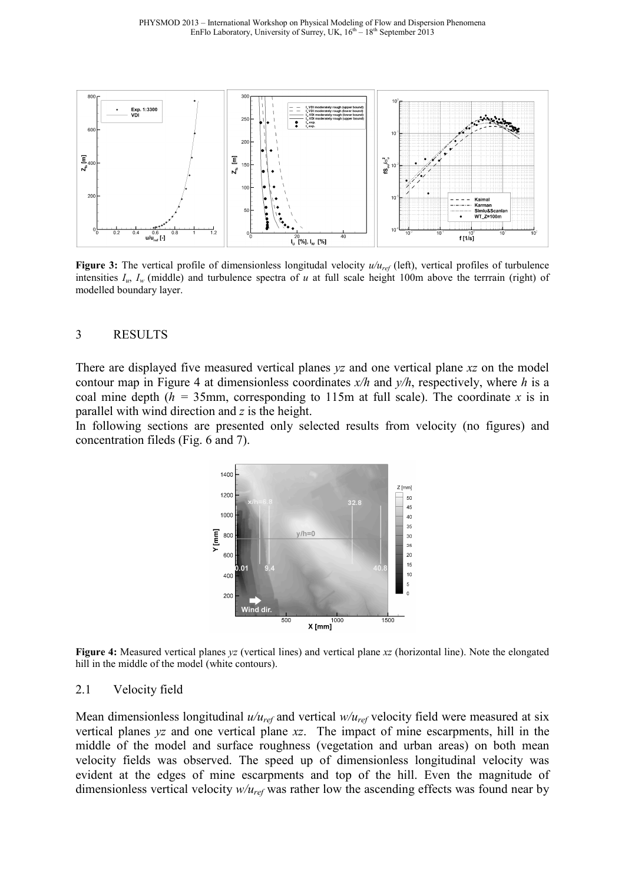**Figure 3:** The vertical profile of dimensionless longitudal velocity $u/u_{ref}$ (left), vertical profiles of turbulence intensities $I_u$, $I_w$ (middle) and turbulence spectra of $u$ at full scale height 100m above the terrrain (right) of modelled boundary layer.

## 3 RESULTS

There are displayed five measured vertical planes $yz$ and one vertical plane $xz$ on the model contour map in Figure 4 at dimensionless coordinates $x/h$ and $y/h$, respectively, where $h$ is a coal mine depth ($h$ = 35mm, corresponding to 115m at full scale). The coordinate $x$ is in parallel with wind direction and $z$ is the height.

In following sections are presented only selected results from velocity (no figures) and concentration fileds (Fig. 6 and 7).

**Figure 4:** Measured vertical planes $yz$ (vertical lines) and vertical plane $xz$ (horizontal line). Note the elongated hill in the middle of the model (white contours).

### 2.1 Velocity field

Mean dimensionless longitudinal $u/u_{ref}$ and vertical $w/u_{ref}$ velocity field were measured at six vertical planes $yz$ and one vertical plane $xz$. The impact of mine escarpments, hill in the middle of the model and surface roughness (vegetation and urban areas) on both mean velocity fields was observed. The speed up of dimensionless longitudinal velocity was evident at the edges of mine escarpments and top of the hill. Even the magnitude of dimensionless vertical velocity $w/u_{ref}$ was rather low the ascending effects was found near by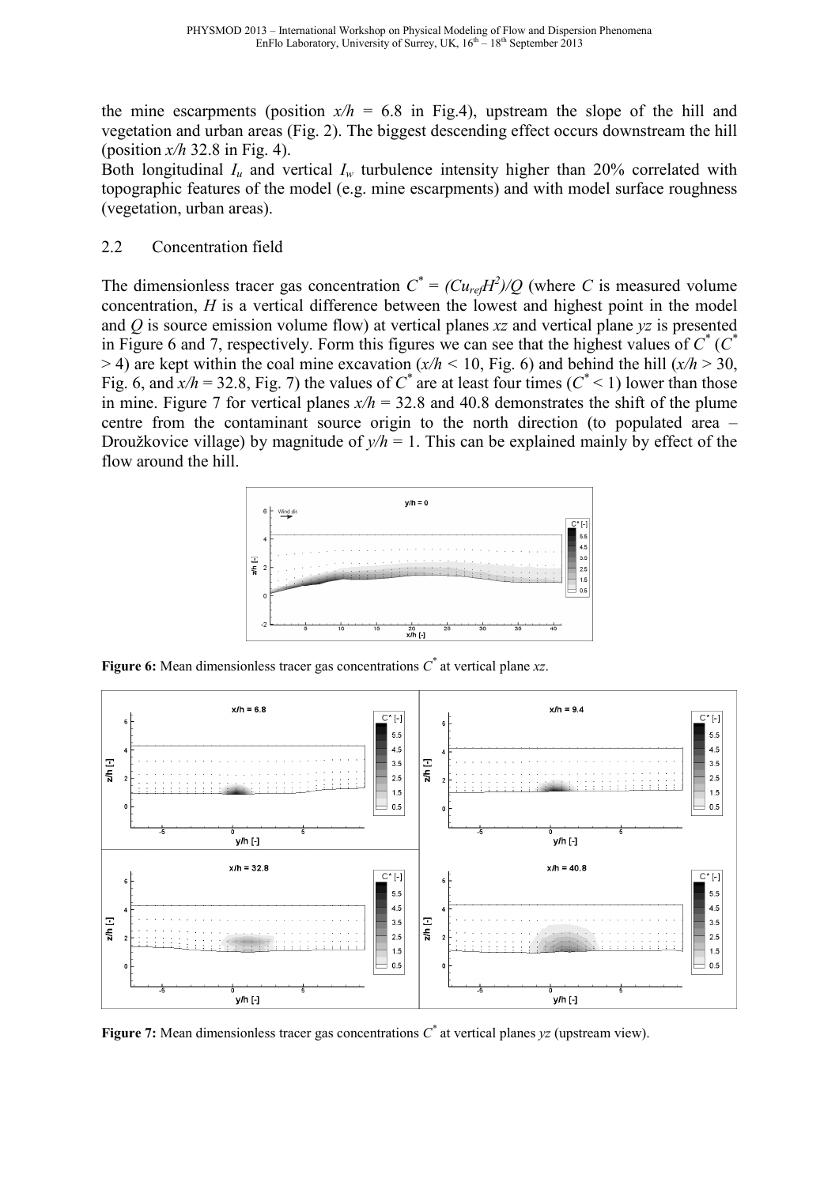the mine escarpments (position $x/h$ = 6.8 in Fig.4), upstream the slope of the hill and vegetation and urban areas (Fig. 2). The biggest descending effect occurs downstream the hill (position $x/h$ 32.8 in Fig. 4).

Both longitudinal $I_u$ and vertical $I_w$ turbulence intensity higher than 20% correlated with topographic features of the model (e.g. mine escarpments) and with model surface roughness (vegetation, urban areas).

## 2.2 Concentration field

The dimensionless tracer gas concentration $C^* = (Cu_{ref}H^2)/Q$ (where $C$ is measured volume concentration, $H$ is a vertical difference between the lowest and highest point in the model and $Q$ is source emission volume flow) at vertical planes $xz$ and vertical plane $yz$ is presented in Figure 6 and 7, respectively. Form this figures we can see that the highest values of $C^*$ ($C^*$ > 4) are kept within the coal mine excavation ($x/h$ < 10, Fig. 6) and behind the hill ($x/h$ > 30, Fig. 6, and $x/h$ = 32.8, Fig. 7) the values of $C^*$ are at least four times ($C^*$ < 1) lower than those in mine. Figure 7 for vertical planes $x/h$ = 32.8 and 40.8 demonstrates the shift of the plume centre from the contaminant source origin to the north direction (to populated area – Droužkovice village) by magnitude of $y/h$ = 1. This can be explained mainly by effect of the flow around the hill.

**Figure 6:** Mean dimensionless tracer gas concentrations $C^*$ at vertical plane $xz$.

**Figure 7:** Mean dimensionless tracer gas concentrations $C^*$ at vertical planes $yz$ (upstream view).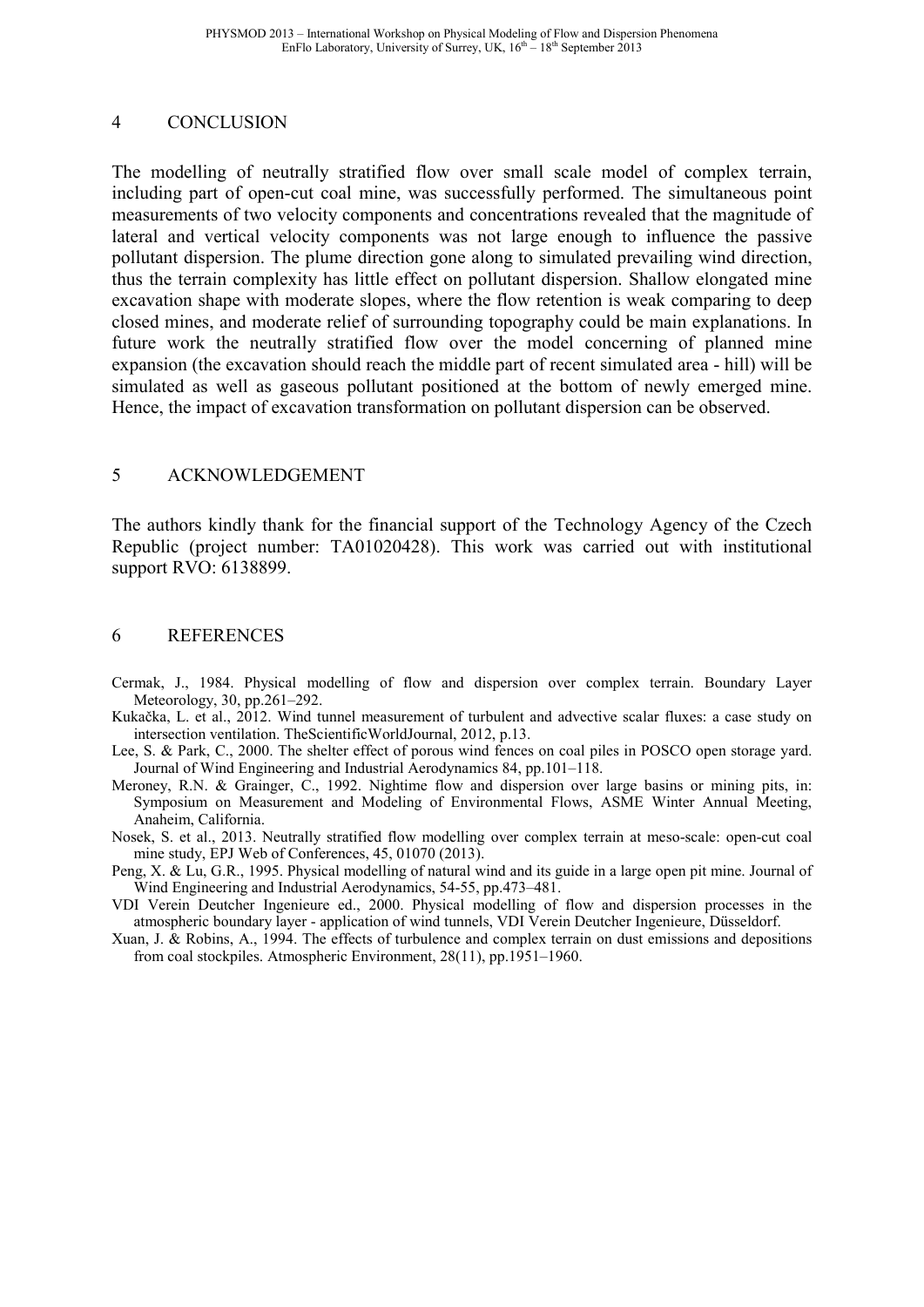## 4 CONCLUSION

The modelling of neutrally stratified flow over small scale model of complex terrain, including part of open-cut coal mine, was successfully performed. The simultaneous point measurements of two velocity components and concentrations revealed that the magnitude of lateral and vertical velocity components was not large enough to influence the passive pollutant dispersion. The plume direction gone along to simulated prevailing wind direction, thus the terrain complexity has little effect on pollutant dispersion. Shallow elongated mine excavation shape with moderate slopes, where the flow retention is weak comparing to deep closed mines, and moderate relief of surrounding topography could be main explanations. In future work the neutrally stratified flow over the model concerning of planned mine expansion (the excavation should reach the middle part of recent simulated area - hill) will be simulated as well as gaseous pollutant positioned at the bottom of newly emerged mine. Hence, the impact of excavation transformation on pollutant dispersion can be observed.

## 5 ACKNOWLEDGEMENT

The authors kindly thank for the financial support of the Technology Agency of the Czech Republic (project number: TA01020428). This work was carried out with institutional support RVO: 6138899.

## 6 REFERENCES

Cermak, J., 1984. Physical modelling of flow and dispersion over complex terrain. Boundary Layer Meteorology, 30, pp.261–292.

Kukačka, L. et al., 2012. Wind tunnel measurement of turbulent and advective scalar fluxes: a case study on intersection ventilation. TheScientificWorldJournal, 2012, p.13.

Lee, S. & Park, C., 2000. The shelter effect of porous wind fences on coal piles in POSCO open storage yard. Journal of Wind Engineering and Industrial Aerodynamics 84, pp.101–118.

Meroney, R.N. & Grainger, C., 1992. Nightime flow and dispersion over large basins or mining pits, in: Symposium on Measurement and Modeling of Environmental Flows, ASME Winter Annual Meeting, Anaheim, California.

Nosek, S. et al., 2013. Neutrally stratified flow modelling over complex terrain at meso-scale: open-cut coal mine study, EPJ Web of Conferences, 45, 01070 (2013).

Peng, X. & Lu, G.R., 1995. Physical modelling of natural wind and its guide in a large open pit mine. Journal of Wind Engineering and Industrial Aerodynamics, 54-55, pp.473–481.

VDI Verein Deutcher Ingenieure ed., 2000. Physical modelling of flow and dispersion processes in the atmospheric boundary layer - application of wind tunnels, VDI Verein Deutcher Ingenieure, Düsseldorf.

Xuan, J. & Robins, A., 1994. The effects of turbulence and complex terrain on dust emissions and depositions from coal stockpiles. Atmospheric Environment, 28(11), pp.1951–1960.